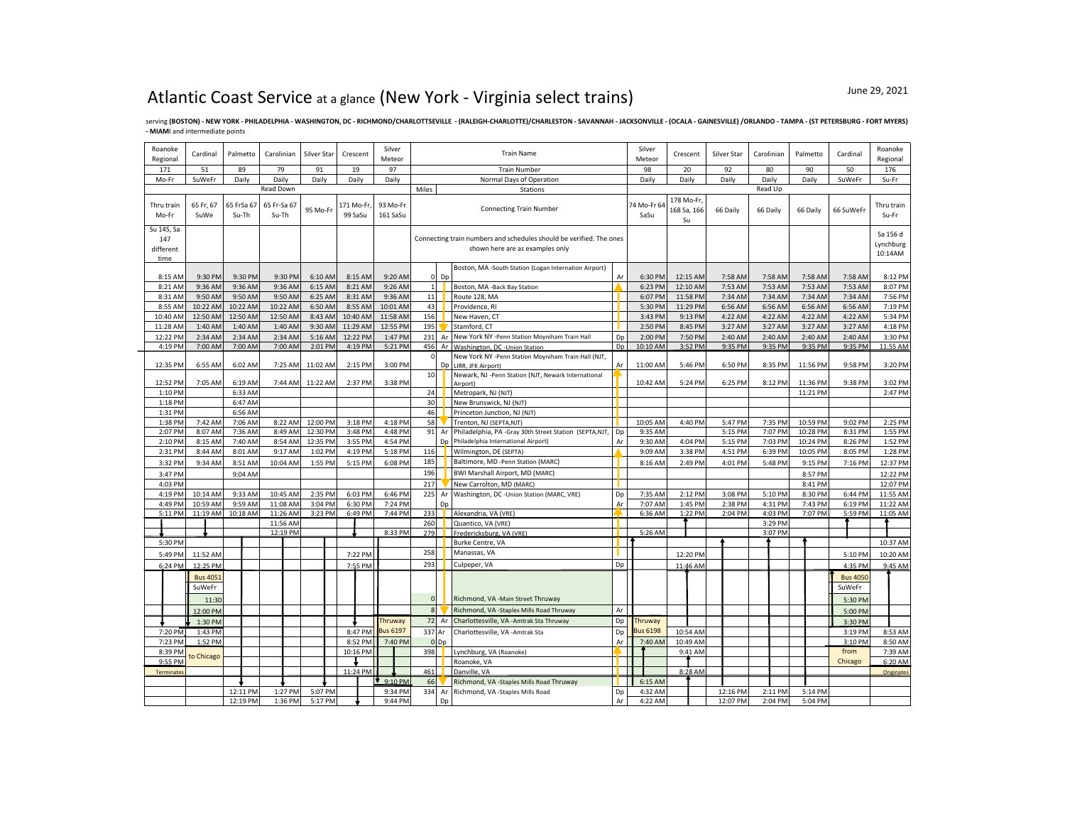# Atlantic Coast Service at a glance (New York - Virginia select trains)

June 29, 2021

serving **(BOSTON) - NEW YORK - PHILADELPHIA - WASHINGTON, DC - RICHMOND/CHARLOTTESVILLE - (RALEIGH-CHARLOTTE)/CHARLESTON - SAVANNAH - JACKSONVILLE - (OCALA - GAINESVILLE) /ORLANDO - TAMPA - (ST PETERSBURG - FORT MYERS) - MIAMI** and intermediate points

| Roanoke Regional | Cardinal | Palmetto | Carolinian | Silver Star | Crescent | Silver Meteor | | | Train Name | | Silver Meteor | Crescent | Silver Star | Carolinian | Palmetto | Cardinal | Roanoke Regional |
|---|---|---|---|---|---|---|---|---|---|---|---|---|---|---|---|---|---|
| 171 | 51 | 89 | 79 | 91 | 19 | 97 | | | Train Number | | 98 | 20 | 92 | 80 | 90 | 50 | 176 |
| Mo-Fr | SuWeFr | Daily | Daily | Daily | Daily | Daily | | | Normal Days of Operation | | Daily | Daily | Daily | Daily | Daily | SuWeFr | Su-Fr |
| | | | Read Down | | | | Miles | | Stations | | | | | Read Up | | | |
| Thru train Mo-Fr | 65 Fr, 67 SuWe | 65 FrSa 67 Su-Th | 65 Fr-Sa 67 Su-Th | 95 Mo-Fr | 171 Mo-Fr, 99 SaSu | 93 Mo-Fr 161 SaSu | | | Connecting Train Number | | 74 Mo-Fr 64 SaSu | 178 Mo-Fr, 168 Sa, 166 Su | 66 Daily | 66 Daily | 66 Daily | 66 SuWeFr | Thru train Su-Fr |
| Su 145, Sa 147 different time | | | | | | | | | Connecting train numbers and schedules should be verified. The ones shown here are as examples only | | | | | | | | Sa 156 d Lynchburg 10:14AM |
| 8:15 AM | 9:30 PM | 9:30 PM | 9:30 PM | 6:10 AM | 8:15 AM | 9:20 AM | 0 | Dp | Boston, MA -South Station (Logan Internation Airport) | Ar | 6:30 PM | 12:15 AM | 7:58 AM | 7:58 AM | 7:58 AM | 7:58 AM | 8:12 PM |
| 8:21 AM | 9:36 PM | 9:36 PM | 9:36 PM | 6:15 AM | 8:21 AM | 9:26 AM | 1 | | Boston, MA -Back Bay Station | | 6:23 PM | 12:10 AM | 7:53 AM | 7:53 AM | 7:53 AM | 7:53 AM | 8:07 PM |
| 8:31 AM | 9:50 PM | 9:50 PM | 9:50 PM | 6:25 AM | 8:31 AM | 9:36 AM | 11 | | Route 128, MA | | 6:07 PM | 11:58 PM | 7:34 AM | 7:34 AM | 7:34 AM | 7:34 AM | 7:56 PM |
| 8:55 AM | 10:22 PM | 10:22 PM | 10:22 PM | 6:50 AM | 8:55 AM | 10:01 AM | 43 | | Providence, RI | | 5:30 PM | 11:29 PM | 6:56 AM | 6:56 AM | 6:56 AM | 6:56 AM | 7:19 PM |
| 10:40 AM | 12:50 AM | 12:50 AM | 12:50 AM | 8:43 AM | 10:40 AM | 11:58 AM | 156 | | New Haven, CT | | 3:43 PM | 9:13 PM | 4:22 AM | 4:22 AM | 4:22 AM | 4:22 AM | 5:34 PM |
| 11:28 AM | 1:40 AM | 1:40 AM | 1:40 AM | 9:30 AM | 11:29 AM | 12:55 PM | 195 | | Stamford, CT | | 2:50 PM | 8:45 PM | 3:27 AM | 3:27 AM | 3:27 AM | 3:27 AM | 4:18 PM |
| 12:22 PM | 2:34 AM | 2:34 AM | 2:34 AM | 5:16 AM | 12:22 PM | 1:47 PM | 231 | Ar | New York NY -Penn Station Moynihan Train Hall | Dp | 2:00 PM | 7:50 PM | 2:40 AM | 2:40 AM | 2:40 AM | 2:40 AM | 3:30 PM |
| 4:19 PM | 7:00 AM | 7:00 AM | 7:00 AM | 2:01 PM | 4:19 PM | 5:21 PM | 456 | Ar | Washington, DC -Union Station | Dp | 10:10 AM | 3:52 PM | 9:35 PM | 9:35 PM | 9:35 PM | 9:35 PM | 11:55 AM |
| 12:35 PM | 6:55 AM | 6:02 AM | 7:25 AM | 11:02 AM | 2:15 PM | 3:00 PM | 0 | Dp | New York NY -Penn Station Moynihan Train Hall (NJT, LIRR, JFK Airport) | Ar | 11:00 AM | 5:46 PM | 6:50 PM | 8:35 PM | 11:56 PM | 9:58 PM | 3:20 PM |
| 12:52 PM | 7:05 AM | 6:19 AM | 7:44 AM | 11:22 AM | 2:37 PM | 3:38 PM | 10 | | Newark, NJ -Penn Station (NJT, Newark International Airport) | | 10:42 AM | 5:24 PM | 6:25 PM | 8:12 PM | 11:36 PM | 9:38 PM | 3:02 PM |
| 1:10 PM | | 6:33 AM | | | | | 24 | | Metropark, NJ (NJT) | | | | | | 11:21 PM | | 2:47 PM |
| 1:18 PM | | 6:47 AM | | | | | 30 | | New Brunswick, NJ (NJT) | | | | | | | | |
| 1:31 PM | | 6:56 AM | | | | | 46 | | Princeton Junction, NJ (NJT) | | | | | | | | |
| 1:38 PM | 7:42 AM | 7:06 AM | 8:22 AM | 12:00 PM | 3:18 PM | 4:18 PM | 58 | | Trenton, NJ (SEPTA,NJT) | | 10:05 AM | 4:40 PM | 5:47 PM | 7:35 PM | 10:59 PM | 9:02 PM | 2:25 PM |
| 2:07 PM | 8:07 AM | 7:36 AM | 8:49 AM | 12:30 PM | 3:48 PM | 4:48 PM | 91 | Ar | Philadelphia, PA -Gray 30th Street Station (SEPTA,NJT, | Dp | 9:35 AM | | 5:15 PM | 7:07 PM | 10:28 PM | 8:31 PM | 1:55 PM |
| 2:10 PM | 8:15 AM | 7:40 AM | 8:54 AM | 12:35 PM | 3:55 PM | 4:54 PM | | Dp | Philadelphia International Airport) | Ar | 9:30 AM | 4:04 PM | 5:15 PM | 7:03 PM | 10:24 PM | 8:26 PM | 1:52 PM |
| 2:31 PM | 8:44 AM | 8:01 AM | 9:17 AM | 1:02 PM | 4:19 PM | 5:18 PM | 116 | | Wilmington, DE (SEPTA) | | 9:09 AM | 3:38 PM | 4:51 PM | 6:39 PM | 10:05 PM | 8:05 PM | 1:28 PM |
| 3:32 PM | 9:34 AM | 8:51 AM | 10:04 AM | 1:55 PM | 5:15 PM | 6:08 PM | 185 | | Baltimore, MD -Penn Station (MARC) | | 8:16 AM | 2:49 PM | 4:01 PM | 5:48 PM | 9:15 PM | 7:16 PM | 12:37 PM |
| 3:47 PM | | 9:04 AM | | | | | 196 | | BWI Marshall Airport, MD (MARC) | | | | | | 8:57 PM | | 12:22 PM |
| 4:03 PM | | | | | | | 217 | | New Carrolton, MD (MARC) | | | | | | 8:41 PM | | 12:07 PM |
| 4:19 PM | 10:14 AM | 9:33 AM | 10:45 AM | 2:35 PM | 6:03 PM | 6:46 PM | 225 | Ar | Washington, DC -Union Station (MARC, VRE) | Dp | 7:35 AM | 2:12 PM | 3:08 PM | 5:10 PM | 8:30 PM | 6:44 PM | 11:55 AM |
| 4:49 PM | 10:59 AM | 9:59 AM | 11:08 AM | 3:04 PM | 6:30 PM | 7:24 PM | | Dp | | Ar | 7:07 AM | 1:45 PM | 2:38 PM | 4:31 PM | 7:43 PM | 6:19 PM | 11:22 AM |
| 5:11 PM | 11:19 AM | 10:18 AM | 11:26 AM | 3:23 PM | 6:49 PM | 7:44 PM | 233 | | Alexandria, VA (VRE) | | 6:36 AM | 1:22 PM | 2:04 PM | 4:03 PM | 7:07 PM | 5:59 PM | 11:05 AM |
| | | | 11:56 AM | | | | 260 | | Quantico, VA (VRE) | | | | | 3:29 PM | | | |
| | | | 12:19 PM | | | 8:33 PM | 279 | | Fredericksburg, VA (VRE) | | 5:26 AM | | | 3:07 PM | | | |
| 5:30 PM | | | | | | | | | Burke Centre, VA | | | | | | | | 10:37 AM |
| 5:49 PM | 11:52 AM | | | | 7:22 PM | | 258 | | Manassas, VA | | | 12:20 PM | | | | 5:10 PM | 10:20 AM |
| 6:24 PM | 12:25 PM | | | | 7:55 PM | | 293 | | Culpeper, VA | Dp | | 11:46 AM | | | | 4:35 PM | 9:45 AM |
| | Bus 4051 SuWeFr | | | | | | | | | | | | | | | Bus 4050 SuWeFr | |
| | 11:30 | | | | | | 0 | | Richmond, VA -Main Street Thruway | | | | | | | 5:30 PM | |
| | 12:00 PM | | | | | | 8 | | Richmond, VA -Staples Mills Road Thruway | Ar | | | | | | 5:00 PM | |
| | 1:30 PM | | | | | Thruway | 72 | Ar | Charlottesville, VA -Amtrak Sta Thruway | Dp | Thruway | | | | | 3:30 PM | |
| 7:20 PM | 1:43 PM | | | | 8:47 PM | Bus 6197 | 337 | Ar | Charlottesville, VA -Amtrak Sta | Dp | Bus 6198 | 10:54 AM | | | | 3:19 PM | 8:53 AM |
| 7:23 PM | 1:52 PM | | | | 8:52 PM | 7:40 PM | 0 | Dp | | Ar | 7:40 AM | 10:49 AM | | | | 3:10 PM | 8:50 AM |
| 8:39 PM | to Chicago | | | | 10:16 PM | | 398 | | Lynchburg, VA (Roanoke) | | | 9:41 AM | | | | from Chicago | 7:39 AM |
| 9:55 PM | | | | | | | | | Roanoke, VA | | | | | | | | 6:20 AM |
| Terminates | | | | | 11:24 PM | | 461 | | Danville, VA | | | 8:28 AM | | | | | Originates |
| | | | | | | 9:10 PM | 66 | | Richmond, VA -Staples Mills Road Thruway | | 6:15 AM | | | | | | |
| | | 12:11 PM | 1:27 PM | 5:07 PM | | 9:34 PM | 334 | Ar | Richmond, VA -Staples Mills Road | Dp | 4:32 AM | | 12:16 PM | 2:11 PM | 5:14 PM | | |
| | | 12:19 PM | 1:36 PM | 5:17 PM | | 9:44 PM | | Dp | | Ar | 4:22 AM | | 12:07 PM | 2:04 PM | 5:04 PM | | |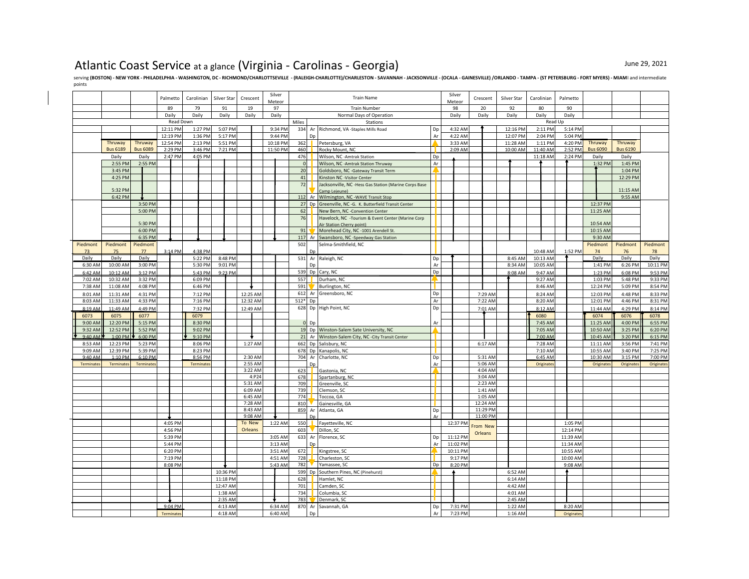# Atlantic Coast Service at a glance (Virginia - Carolinas - Georgia)

June 29, 2021

serving **(BOSTON) - NEW YORK - PHILADELPHIA - WASHINGTON, DC - RICHMOND/CHARLOTTESVILLE - (RALEIGH-CHARLOTTE)/CHARLESTON - SAVANNAH - JACKSONVILLE - (OCALA - GAINESVILLE) /ORLANDO - TAMPA - (ST PETERSBURG - FORT MYERS) - MIAMI** and intermediate points

| | | | Palmetto | Carolinian | Silver Star | Crescent | Silver Meteor | | | Train Name | | Silver Meteor | Crescent | Silver Star | Carolinian | Palmetto | | | |
|---|---|---|---|---|---|---|---|---|---|---|---|---|---|---|---|---|---|---|---|
| | | | 89 | 79 | 91 | 19 | 97 | | | Train Number | | 98 | 20 | 92 | 80 | 90 | | | |
| | | | Daily | Daily | Daily | Daily | Daily | | | Normal Days of Operation | | Daily | Daily | Daily | Daily | Daily | | | |
| | | | Read Down | | | | | Miles | | Stations | | Read Up | | | | | | | |
| | | | 12:11 PM | 1:27 PM | 5:07 PM | | 9:34 PM | 334 | Ar | Richmond, VA -Staples Mills Road | Dp | 4:32 AM | | 12:16 PM | 2:11 PM | 5:14 PM | | | |
| | | | 12:19 PM | 1:36 PM | 5:17 PM | | 9:44 PM | | Dp | | Ar | 4:22 AM | | 12:07 PM | 2:04 PM | 5:04 PM | | | |
| | Thruway | Thruway | 12:54 PM | 2:13 PM | 5:51 PM | | 10:18 PM | 362 | | Petersburg, VA | | 3:33 AM | | 11:28 AM | 1:11 PM | 4:20 PM | Thruway | Thruway | |
| | Bus 6189 | Bus 6089 | 2:29 PM | 3:46 PM | 7:21 PM | | 11:50 PM | 460 | | Rocky Mount, NC | | 2:09 AM | | 10:00 AM | 11:40 AM | 2:52 PM | Bus 6090 | Bus 6190 | |
| | Daily | Daily | 2:47 PM | 4:05 PM | | | | 476 | | Wilson, NC -Amtrak Station | Dp | | | | 11:18 AM | 2:24 PM | Daily | Daily | |
| | 2:55 PM | 2:55 PM | | | | | | 0 | | Wilson, NC -Amtrak Station Thruway | Ar | | | | | | 1:32 PM | 1:45 PM | |
| | 3:45 PM | | | | | | | 20 | | Goldsboro, NC -Gateway Transit Term | | | | | | | | 1:04 PM | |
| | 4:25 PM | | | | | | | 41 | | Kinston NC -Visitor Center | | | | | | | | 12:29 PM | |
| | 5:32 PM | | | | | | | 72 | | Jacksonville, NC -Hess Gas Station (Marine Corps Base Camp Lejeune) | | | | | | | | 11:15 AM | |
| | 6:42 PM | | | | | | | 112 | Ar | Wilmington, NC -WAVE Transit Stop | | | | | | | | 9:55 AM | |
| | | 3:50 PM | | | | | | 27 | Dp | Greenville, NC -G. K. Butterfield Transit Center | | | | | | | 12:37 PM | | |
| | | 5:00 PM | | | | | | 62 | | New Bern, NC -Convention Center | | | | | | | 11:25 AM | | |
| | | 5:30 PM | | | | | | 76 | | Havelock, NC -Tourism & Event Center (Marine Corp Air Station Cherry point) | | | | | | | 10:54 AM | | |
| | | 6:00 PM | | | | | | 91 | | Morehead City, NC -1001 Arendell St. | | | | | | | 10:15 AM | | |
| | | 6:35 PM | | | | | | 117 | Ar | Swansboro, NC -Speedway Gas Station | | | | | | | 9:30 AM | | |
| Piedmont 73 | Piedmont 75 | Piedmont 77 | 3:14 PM | 4:38 PM | | | | 502 | Dp | Selma-Smithfield, NC | | | | | 10:48 AM | 1:52 PM | Piedmont 74 | Piedmont 76 | Piedmont 78 |
| Daily | Daily | Daily | | 5:22 PM | 8:48 PM | | | 531 | Ar | Raleigh, NC | Dp | | | 8:45 AM | 10:13 AM | | Daily | Daily | Daily |
| 6:30 AM | 10:00 AM | 3:00 PM | | 5:30 PM | 9:01 PM | | | | Dp | | Ar | | | 8:34 AM | 10:05 AM | | 1:41 PM | 6:26 PM | 10:11 PM |
| 6:42 AM | 10:12 AM | 3:12 PM | | 5:43 PM | 9:23 PM | | | 539 | Dp | Cary, NC | Dp | | | 8:08 AM | 9:47 AM | | 1:23 PM | 6:08 PM | 9:53 PM |
| 7:02 AM | 10:32 AM | 3:32 PM | | 6:09 PM | | | | 557 | | Durham, NC | | | | | 9:27 AM | | 1:03 PM | 5:48 PM | 9:33 PM |
| 7:38 AM | 11:08 AM | 4:08 PM | | 6:46 PM | | | | 591 | | Burlington, NC | | | | | 8:46 AM | | 12:24 PM | 5:09 PM | 8:54 PM |
| 8:01 AM | 11:31 AM | 4:31 PM | | 7:12 PM | | 12:25 AM | | 612 | Ar | Greensboro, NC | Dp | | 7:29 AM | | 8:24 AM | | 12:03 PM | 4:48 PM | 8:33 PM |
| 8:03 AM | 11:33 AM | 4:33 PM | | 7:16 PM | | 12:32 AM | | 512* | Dp | | Ar | | 7:22 AM | | 8:20 AM | | 12:01 PM | 4:46 PM | 8:31 PM |
| 8:19 AM | 11:49 AM | 4:49 PM | | 7:32 PM | | 12:49 AM | | 628 | Dp | High Point, NC | Dp | | 7:01 AM | | 8:12 AM | | 11:44 AM | 4:29 PM | 8:14 PM |
| 6073 | 6075 | 6077 | | 6079 | | | | | | | | | | | 6080 | | 6074 | 6076 | 6078 |
| 9:00 AM | 12:20 PM | 5:15 PM | | 8:30 PM | | | | 0 | Dp | | Ar | | | | 7:45 AM | | 11:25 AM | 4:00 PM | 6:55 PM |
| 9:32 AM | 12:52 PM | 5:52 PM | | 9:02 PM | | | | 19 | Dp | Winston-Salem Sate University, NC | | | | | 7:05 AM | | 10:50 AM | 3:25 PM | 6:20 PM |
| 9:40 AM | 1:00 PM | 6:00 PM | | 9:10 PM | | | | 21 | Ar | Winston-Salem City, NC -City Transit Center | | | | | 7:00 AM | | 10:45 AM | 3:20 PM | 6:15 PM |
| 8:53 AM | 12:23 PM | 5:23 PM | | 8:06 PM | | 1:27 AM | | 662 | Dp | Salisbury, NC | | | 6:17 AM | | 7:28 AM | | 11:11 AM | 3:56 PM | 7:41 PM |
| 9:09 AM | 12:39 PM | 5:39 PM | | 8:23 PM | | | | 678 | Dp | Kanapolis, NC | | | | | 7:10 AM | | 10:55 AM | 3:40 PM | 7:25 PM |
| 9:40 AM | 1:10 PM | 6:10 PM | | 8:56 PM | | 2:30 AM | | 704 | Ar | Charlotte, NC | Dp | | 5:31 AM | | 6:45 AM | | 10:30 AM | 3:15 PM | 7:00 PM |
| Terminates | Terminates | Terminates | | Terminates | | 2:55 AM | | | Dp | | Ar | | 5:06 AM | | Originates | | Originates | Originates | Originates |
| | | | | | | 3:22 AM | | 623 | | Gastonia, NC | | | 4:04 AM | | | | | | |
| | | | | | | 4:P24 | | 678 | | Spartanburg, NC | | | 3:04 AM | | | | | | |
| | | | | | | 5:31 AM | | 709 | | Greenville, SC | | | 2:23 AM | | | | | | |
| | | | | | | 6:09 AM | | 739 | | Clemson, SC | | | 1:41 AM | | | | | | |
| | | | | | | 6:45 AM | | 774 | | Toccoa, GA | | | 1:05 AM | | | | | | |
| | | | | | | 7:28 AM | | 810 | | Gainesville, GA | | | 12:24 AM | | | | | | |
| | | | | | | 8:43 AM | | 859 | Ar | Atlanta, GA | Dp | | 11:29 PM | | | | | | |
| | | | | | | 9:08 AM | | | Dp | | Ar | | 11:00 PM | | | | | | |
| | | | 4:05 PM | | | To New Orleans | 1:22 AM | 550 | | Fayetteville, NC | | 12:37 PM | From New Orleans | | | 1:05 PM | | | |
| | | | 4:56 PM | | | | | 603 | | Dillon, SC | | | | | | 12:14 PM | | | |
| | | | 5:39 PM | | | | 3:05 AM | 633 | Ar | Florence, SC | Dp | 11:12 PM | | | | 11:39 AM | | | |
| | | | 5:44 PM | | | | 3:13 AM | | Dp | | Ar | 11:02 PM | | | | 11:34 AM | | | |
| | | | 6:20 PM | | | | 3:51 AM | 672 | | Kingstree, SC | | 10:11 PM | | | | 10:55 AM | | | |
| | | | 7:19 PM | | | | 4:51 AM | 728 | | Charleston, SC | | 9:17 PM | | | | 10:00 AM | | | |
| | | | 8:08 PM | | | | 5:43 AM | 782 | | Yamassee, SC | Dp | 8:20 PM | | | | 9:08 AM | | | |
| | | | | | 10:36 PM | | | 599 | Dp | Southern Pines, NC (Pinehurst) | | | | 6:52 AM | | | | | |
| | | | | | 11:18 PM | | | 628 | | Hamlet, NC | | | | 6:14 AM | | | | | |
| | | | | | 12:47 AM | | | 701 | | Camden, SC | | | | 4:42 AM | | | | | |
| | | | | | 1:38 AM | | | 734 | | Columbia, SC | | | | 4:01 AM | | | | | |
| | | | | | 2:35 AM | | | 783 | | Denmark, SC | | | | 2:45 AM | | | | | |
| | | | 9:04 PM | | 4:13 AM | | 6:34 AM | 870 | Ar | Savannah, GA | Dp | 7:31 PM | | 1:22 AM | | 8:20 AM | | | |
| | | | Terminates | | 4:18 AM | | 6:40 AM | | Dp | | Ar | 7:23 PM | | 1:16 AM | | Originates | | | |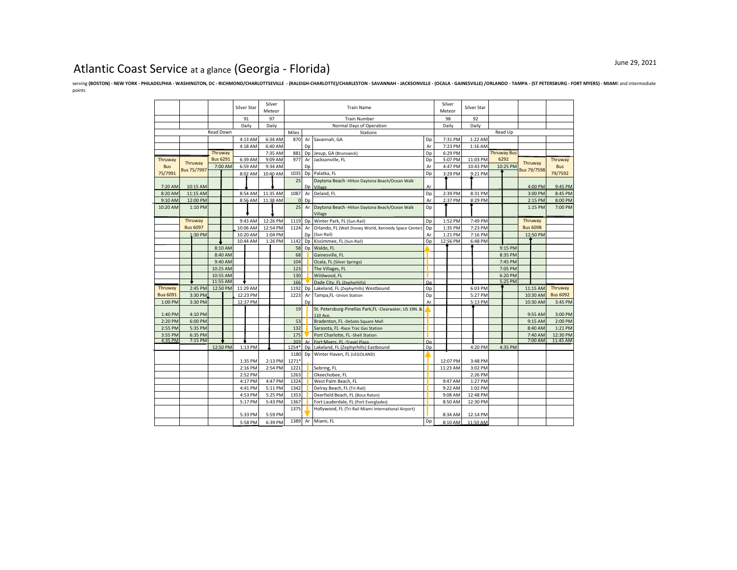# Atlantic Coast Service at a glance (Georgia - Florida)

June 29, 2021

serving **(BOSTON) - NEW YORK - PHILADELPHIA - WASHINGTON, DC - RICHMOND/CHARLOTTESVILLE - (RALEIGH-CHARLOTTE)/CHARLESTON - SAVANNAH - JACKSONVILLE - (OCALA - GAINESVILLE) /ORLANDO - TAMPA - (ST PETERSBURG - FORT MYERS) - MIAMI** and intermediate points

| | | | Silver Star | Silver Meteor | Train Name | | | | Silver Meteor | Silver Star | | | |
|---|---|---|---|---|---|---|---|---|---|---|---|---|---|
| | | | 91 | 97 | Train Number | | | | 98 | 92 | | | |
| | | | Daily | Daily | Normal Days of Operation | | | | Daily | Daily | | | |
| Read Down | | | | | Miles | | Stations | | Read Up | | | | |
| | | | 4:13 AM | 6:34 AM | 870 | Ar | Savannah, GA | Dp | 7:31 PM | 1:22 AM | | | |
| | | | 4:18 AM | 6:40 AM | | Dp | | Ar | 7:23 PM | 1:16 AM | | | |
| | | Thruway | | 7:35 AM | 881 | Dp | Jesup, GA (Brunswick) | Dp | 6:29 PM | | Thruway Bus | | |
| Thruway | Thruway | Bus 6291 | 6:39 AM | 9:09 AM | 977 | Ar | Jacksonville, FL | Dp | 5:07 PM | 11:03 PM | 6292 | Thruway | Thruway |
| Bus | Bus 75/7997 | 7:00 AM | 6:59 AM | 9:34 AM | | Dp | | Ar | 4:47 PM | 10:43 PM | 10:25 PM | Bus 79/7598 | Bus |
| 75/7991 | | | 8:02 AM | 10:40 AM | 1035 | Dp | Palatka, FL | Dp | 3:29 PM | 9:21 PM | | | 79/7592 |
| 7:20 AM | 10:15 AM | | | | 25 | Dp | Daytona Beach -Hilton Daytona Beach/Ocean Walk Village | Ar | | | | 4:00 PM | 9:45 PM |
| 8:20 AM | 11:15 AM | | 8:54 AM | 11:35 AM | 1087 | Ar | Deland, FL | Dp | 2:39 PM | 8:31 PM | | 3:00 PM | 8:45 PM |
| 9:10 AM | 12:00 PM | | 8:56 AM | 11:38 AM | 0 | Dp | | Ar | 2:37 PM | 8:29 PM | | 2:15 PM | 8:00 PM |
| 10:20 AM | 1:10 PM | | | | 25 | Ar | Daytona Beach -Hilton Daytona Beach/Ocean Walk Village | Dp | | | | 1:15 PM | 7:00 PM |
| | Thruway | | 9:43 AM | 12:26 PM | 1119 | Dp | Winter Park, FL (Sun-Rail) | Dp | 1:52 PM | 7:49 PM | | Thruway | |
| | Bus 6097 | | 10:06 AM | 12:54 PM | 1124 | Ar | Orlando, FL (Walt Disney World, Kennedy Space Center) | Dp | 1:35 PM | 7:23 PM | | Bus 6098 | |
| | 1:30 PM | | 10:20 AM | 1:04 PM | | Dp | (Sun-Rail) | Ar | 1:21 PM | 7:16 PM | | 12:50 PM | |
| | | | 10:44 AM | 1:26 PM | 1142 | Dp | Kissimmee, FL (Sun-Rail) | Dp | 12:56 PM | 6:48 PM | | | |
| | | 8:10 AM | | | 58 | Dp | Waldo, FL | | | | 9:15 PM | | |
| | | 8:40 AM | | | 68 | | Gainesville, FL | | | | 8:35 PM | | |
| | | 9:40 AM | | | 104 | | Ocala, FL (Silver Springs) | | | | 7:45 PM | | |
| | | 10:25 AM | | | 123 | | The Villages, FL | | | | 7:05 PM | | |
| | | 10:55 AM | | | 130 | | Wildwood, FL | | | | 6:20 PM | | |
| | | 11:55 AM | | | 166 | | Dade City, FL (Zephyrhills) | Dp | | | 5:25 PM | | |
| Thruway | 2:45 PM | 12:50 PM | 11:29 AM | | 1192 | Dp | Lakeland, FL (Zephyrhills) Westbound | Dp | | 6:03 PM | | 11:15 AM | Thruway |
| Bua 6091 | 3:30 PM | | 12:23 PM | | 1223 | Ar | Tampa,FL -Union Station | Dp | | 5:27 PM | | 10:30 AM | Bus 6092 |
| 1:00 PM | 3:30 PM | | 12:37 PM | | | Dp | | Ar | | 5:13 PM | | 10:30 AM | 3:45 PM |
| 1:40 PM | 4:10 PM | | | | 19 | | St. Petersburg-Pinellas Park,FL -Clearwater, US 19N. & 110 Ave. | | | | | 9:55 AM | 3:00 PM |
| 2:20 PM | 6:00 PM | | | | 53 | | Bradenton, FL -DeSoto Square Mall | | | | | 9:15 AM | 2:00 PM |
| 2:55 PM | 5:35 PM | | | | 132 | | Sarasota, FL -Race Trac Gas Station | | | | | 8:40 AM | 1:21 PM |
| 3:55 PM | 6:35 PM | | | | 175 | | Port Charlotte, FL -Shell Station | | | | | 7:40 AM | 12:30 PM |
| 4:35 PM | 7:15 PM | | | | 203 | Ar | Fort Myers, FL -Travel Plaza | Dp | | | | 7:00 AM | 11:45 AM |
| | | 12:50 PM | 1:13 PM | | 1254* | Dp | Lakeland, FL (Zephyrhills) Eastbound | Dp | | 4:20 PM | 4:35 PM | | |
| | | | 1:35 PM | 2:13 PM | 1180 / 1271* | Dp | Winter Haven, FL (LEGOLAND) | | 12:07 PM | 3:48 PM | | | |
| | | | 2:16 PM | 2:54 PM | 1221 | | Sebring, FL | | 11:23 AM | 3:02 PM | | | |
| | | | 2:52 PM | | 1263 | | Okeechobee, FL | | | 2:26 PM | | | |
| | | | 4:17 PM | 4:47 PM | 1324 | | West Palm Beach, FL | | 9:47 AM | 1:27 PM | | | |
| | | | 4:41 PM | 5:11 PM | 1342 | | Delray Beach, FL (Tri-Rail) | | 9:22 AM | 1:02 PM | | | |
| | | | 4:53 PM | 5:25 PM | 1353 | | Deerfield Beach, FL (Boca Raton) | | 9:08 AM | 12:48 PM | | | |
| | | | 5:17 PM | 5:43 PM | 1367 | | Fort Lauderdale, FL (Port Everglades) | | 8:50 AM | 12:30 PM | | | |
| | | | 5:33 PM | 5:59 PM | 1375 | | Hollywood, FL (Tri-Rail Miami International Airport) | | 8:34 AM | 12:14 PM | | | |
| | | | 5:58 PM | 6:39 PM | 1389 | Ar | Miami, FL | Dp | 8:10 AM | 11:50 AM | | | |